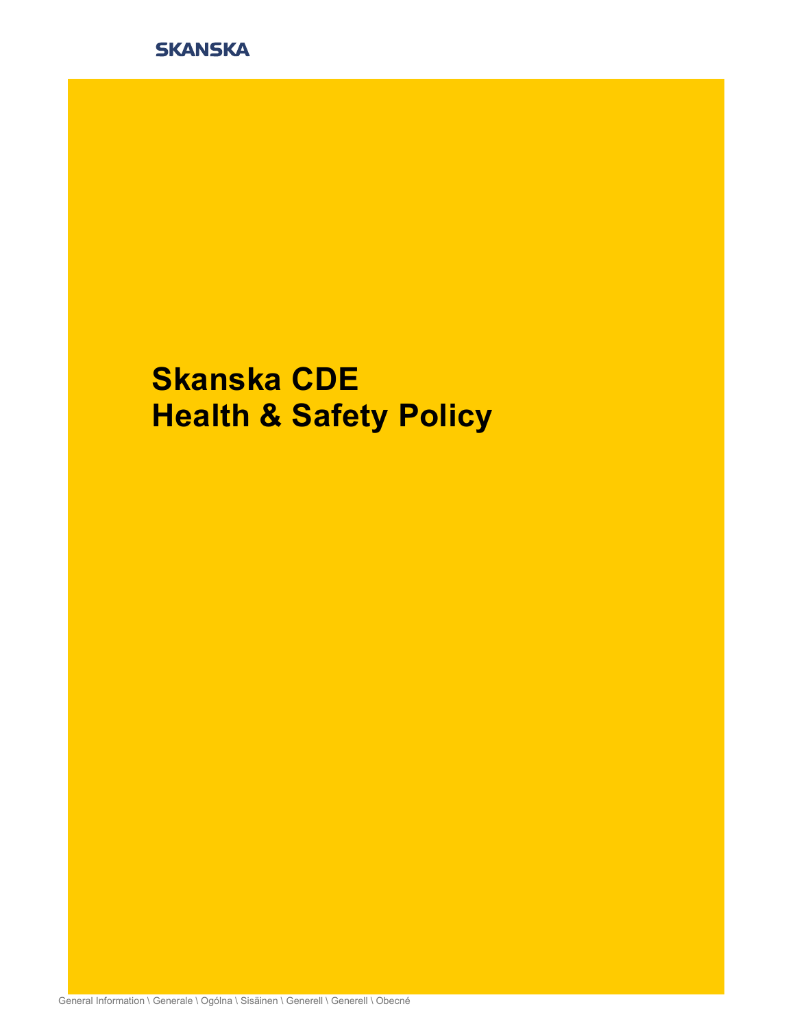SKANSKA

# Skanska CDE
# Health & Safety Policy

General Information \ Generale \ Ogólna \ Sisäinen \ Generell \ Generell \ Obecné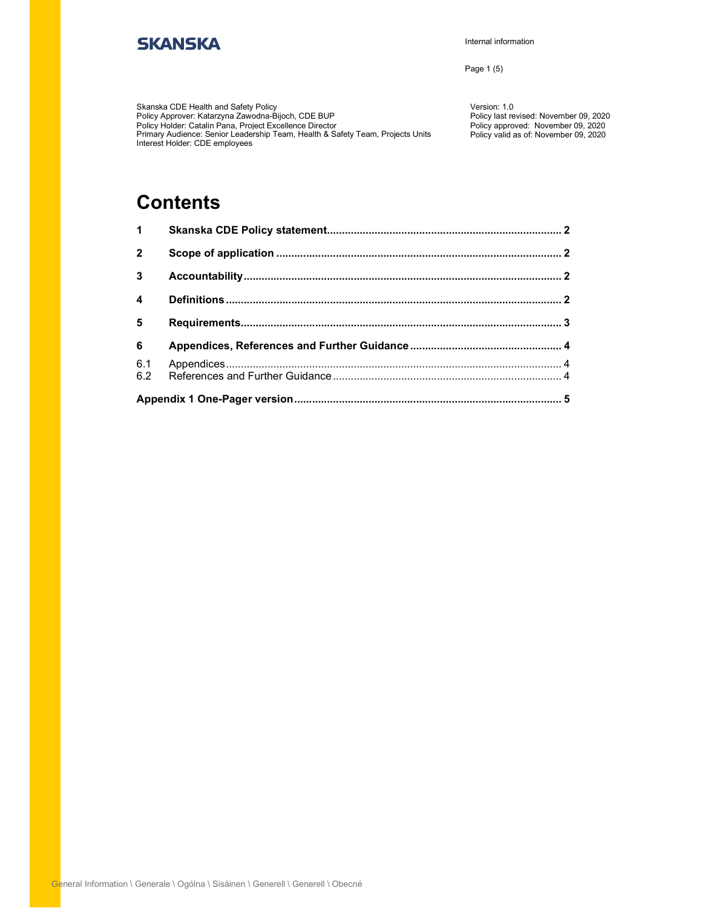Skanska CDE Health and Safety Policy
Policy Approver: Katarzyna Zawodna-Bijoch, CDE BUP
Policy Holder: Catalin Pana, Project Excellence Director
Primary Audience: Senior Leadership Team, Health & Safety Team, Projects Units
Interest Holder: CDE employees

Version: 1.0
Policy last revised: November 09, 2020
Policy approved: November 09, 2020
Policy valid as of: November 09, 2020

# Contents

**1 Skanska CDE Policy statement** .......... 2

**2 Scope of application** .......... 2

**3 Accountability** .......... 2

**4 Definitions** .......... 2

**5 Requirements** .......... 3

**6 Appendices, References and Further Guidance** .......... 4

6.1 Appendices .......... 4
6.2 References and Further Guidance .......... 4

**Appendix 1 One-Pager version** .......... 5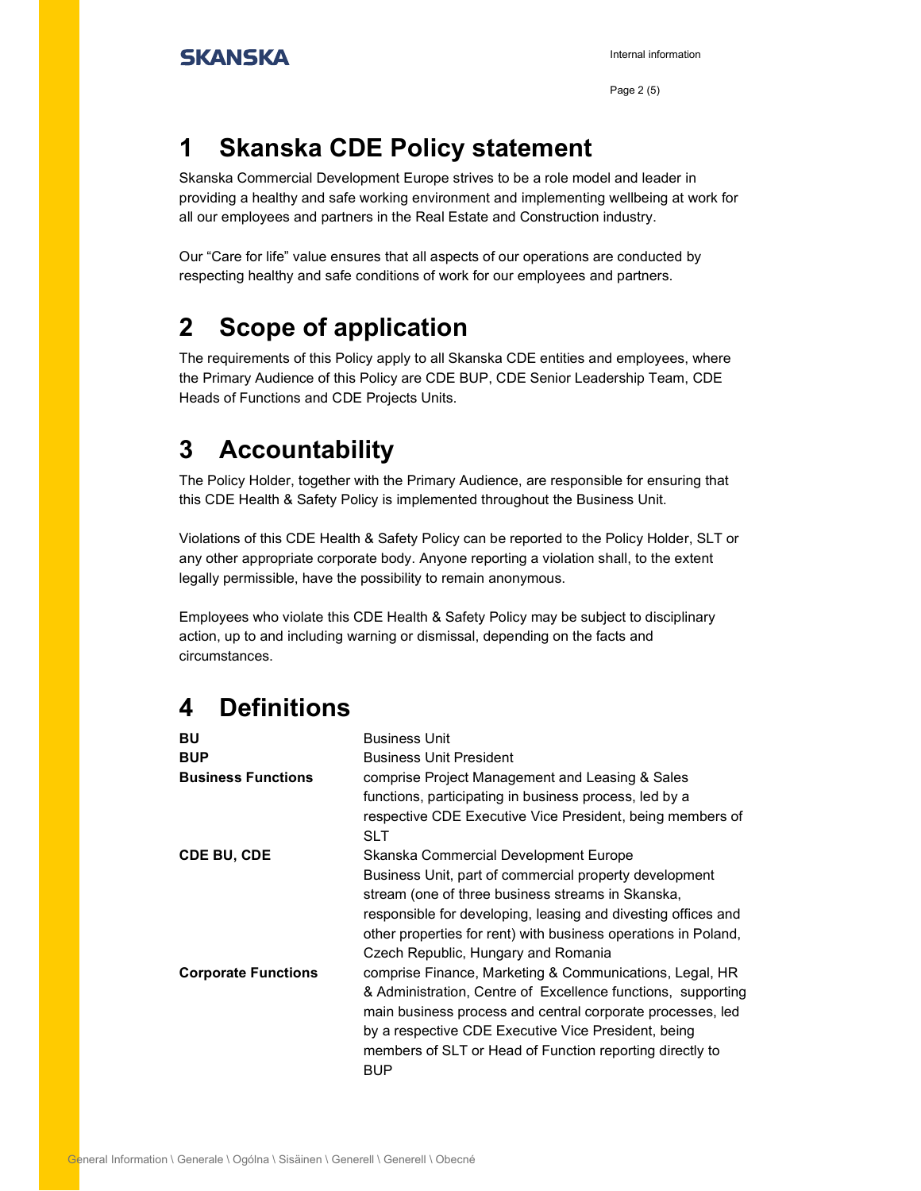# 1 Skanska CDE Policy statement

Skanska Commercial Development Europe strives to be a role model and leader in providing a healthy and safe working environment and implementing wellbeing at work for all our employees and partners in the Real Estate and Construction industry.

Our "Care for life" value ensures that all aspects of our operations are conducted by respecting healthy and safe conditions of work for our employees and partners.

# 2 Scope of application

The requirements of this Policy apply to all Skanska CDE entities and employees, where the Primary Audience of this Policy are CDE BUP, CDE Senior Leadership Team, CDE Heads of Functions and CDE Projects Units.

# 3 Accountability

The Policy Holder, together with the Primary Audience, are responsible for ensuring that this CDE Health & Safety Policy is implemented throughout the Business Unit.

Violations of this CDE Health & Safety Policy can be reported to the Policy Holder, SLT or any other appropriate corporate body. Anyone reporting a violation shall, to the extent legally permissible, have the possibility to remain anonymous.

Employees who violate this CDE Health & Safety Policy may be subject to disciplinary action, up to and including warning or dismissal, depending on the facts and circumstances.

# 4 Definitions

| | |
|---|---|
| **BU** | Business Unit |
| **BUP** | Business Unit President |
| **Business Functions** | comprise Project Management and Leasing & Sales functions, participating in business process, led by a respective CDE Executive Vice President, being members of SLT |
| **CDE BU, CDE** | Skanska Commercial Development Europe Business Unit, part of commercial property development stream (one of three business streams in Skanska, responsible for developing, leasing and divesting offices and other properties for rent) with business operations in Poland, Czech Republic, Hungary and Romania |
| **Corporate Functions** | comprise Finance, Marketing & Communications, Legal, HR & Administration, Centre of Excellence functions, supporting main business process and central corporate processes, led by a respective CDE Executive Vice President, being members of SLT or Head of Function reporting directly to BUP |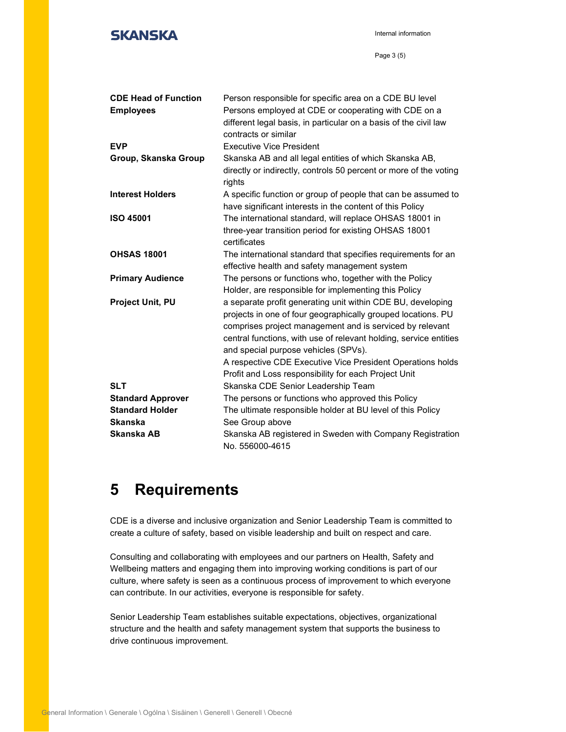| | |
|---|---|
| **CDE Head of Function** | Person responsible for specific area on a CDE BU level |
| **Employees** | Persons employed at CDE or cooperating with CDE on a different legal basis, in particular on a basis of the civil law contracts or similar |
| **EVP** | Executive Vice President |
| **Group, Skanska Group** | Skanska AB and all legal entities of which Skanska AB, directly or indirectly, controls 50 percent or more of the voting rights |
| **Interest Holders** | A specific function or group of people that can be assumed to have significant interests in the content of this Policy |
| **ISO 45001** | The international standard, will replace OHSAS 18001 in three-year transition period for existing OHSAS 18001 certificates |
| **OHSAS 18001** | The international standard that specifies requirements for an effective health and safety management system |
| **Primary Audience** | The persons or functions who, together with the Policy Holder, are responsible for implementing this Policy |
| **Project Unit, PU** | a separate profit generating unit within CDE BU, developing projects in one of four geographically grouped locations. PU comprises project management and is serviced by relevant central functions, with use of relevant holding, service entities and special purpose vehicles (SPVs). A respective CDE Executive Vice President Operations holds Profit and Loss responsibility for each Project Unit |
| **SLT** | Skanska CDE Senior Leadership Team |
| **Standard Approver** | The persons or functions who approved this Policy |
| **Standard Holder** | The ultimate responsible holder at BU level of this Policy |
| **Skanska** | See Group above |
| **Skanska AB** | Skanska AB registered in Sweden with Company Registration No. 556000-4615 |

# 5 Requirements

CDE is a diverse and inclusive organization and Senior Leadership Team is committed to create a culture of safety, based on visible leadership and built on respect and care.

Consulting and collaborating with employees and our partners on Health, Safety and Wellbeing matters and engaging them into improving working conditions is part of our culture, where safety is seen as a continuous process of improvement to which everyone can contribute. In our activities, everyone is responsible for safety.

Senior Leadership Team establishes suitable expectations, objectives, organizational structure and the health and safety management system that supports the business to drive continuous improvement.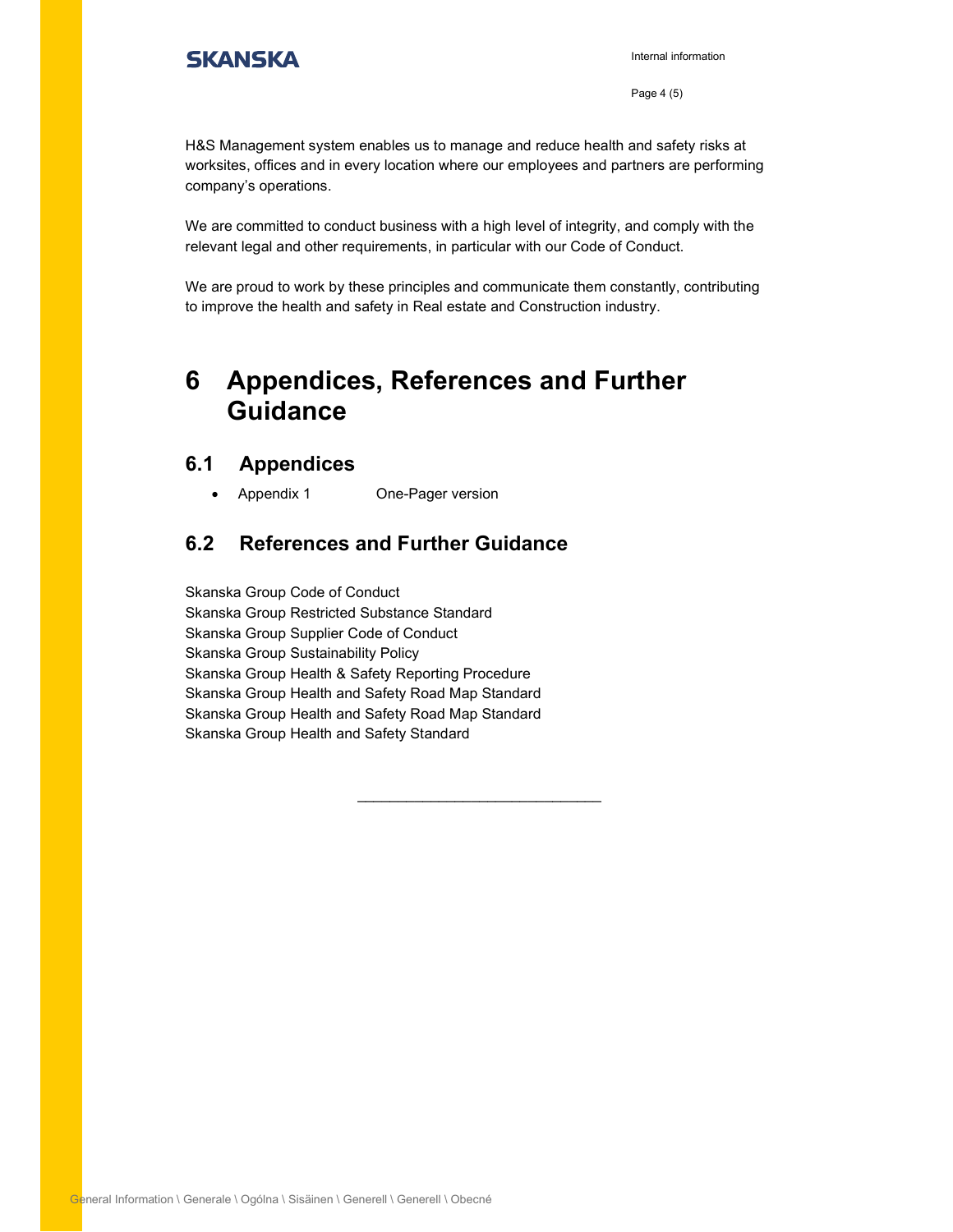H&S Management system enables us to manage and reduce health and safety risks at worksites, offices and in every location where our employees and partners are performing company's operations.

We are committed to conduct business with a high level of integrity, and comply with the relevant legal and other requirements, in particular with our Code of Conduct.

We are proud to work by these principles and communicate them constantly, contributing to improve the health and safety in Real estate and Construction industry.

# 6 Appendices, References and Further Guidance

## 6.1 Appendices

- Appendix 1 One-Pager version

## 6.2 References and Further Guidance

Skanska Group Code of Conduct
Skanska Group Restricted Substance Standard
Skanska Group Supplier Code of Conduct
Skanska Group Sustainability Policy
Skanska Group Health & Safety Reporting Procedure
Skanska Group Health and Safety Road Map Standard
Skanska Group Health and Safety Road Map Standard
Skanska Group Health and Safety Standard

______________________________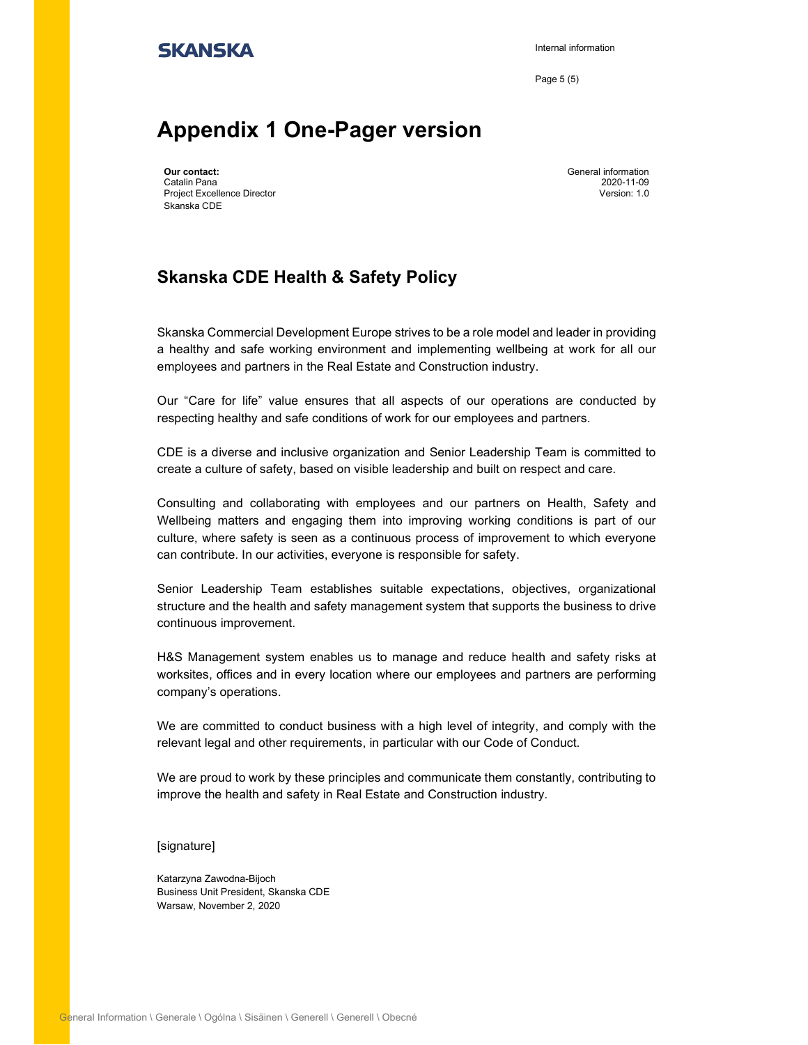# Appendix 1 One-Pager version

**Our contact:**
Catalin Pana
Project Excellence Director
Skanska CDE

General information
2020-11-09
Version: 1.0

## Skanska CDE Health & Safety Policy

Skanska Commercial Development Europe strives to be a role model and leader in providing a healthy and safe working environment and implementing wellbeing at work for all our employees and partners in the Real Estate and Construction industry.

Our "Care for life" value ensures that all aspects of our operations are conducted by respecting healthy and safe conditions of work for our employees and partners.

CDE is a diverse and inclusive organization and Senior Leadership Team is committed to create a culture of safety, based on visible leadership and built on respect and care.

Consulting and collaborating with employees and our partners on Health, Safety and Wellbeing matters and engaging them into improving working conditions is part of our culture, where safety is seen as a continuous process of improvement to which everyone can contribute. In our activities, everyone is responsible for safety.

Senior Leadership Team establishes suitable expectations, objectives, organizational structure and the health and safety management system that supports the business to drive continuous improvement.

H&S Management system enables us to manage and reduce health and safety risks at worksites, offices and in every location where our employees and partners are performing company's operations.

We are committed to conduct business with a high level of integrity, and comply with the relevant legal and other requirements, in particular with our Code of Conduct.

We are proud to work by these principles and communicate them constantly, contributing to improve the health and safety in Real Estate and Construction industry.

[signature]

Katarzyna Zawodna-Bijoch
Business Unit President, Skanska CDE
Warsaw, November 2, 2020